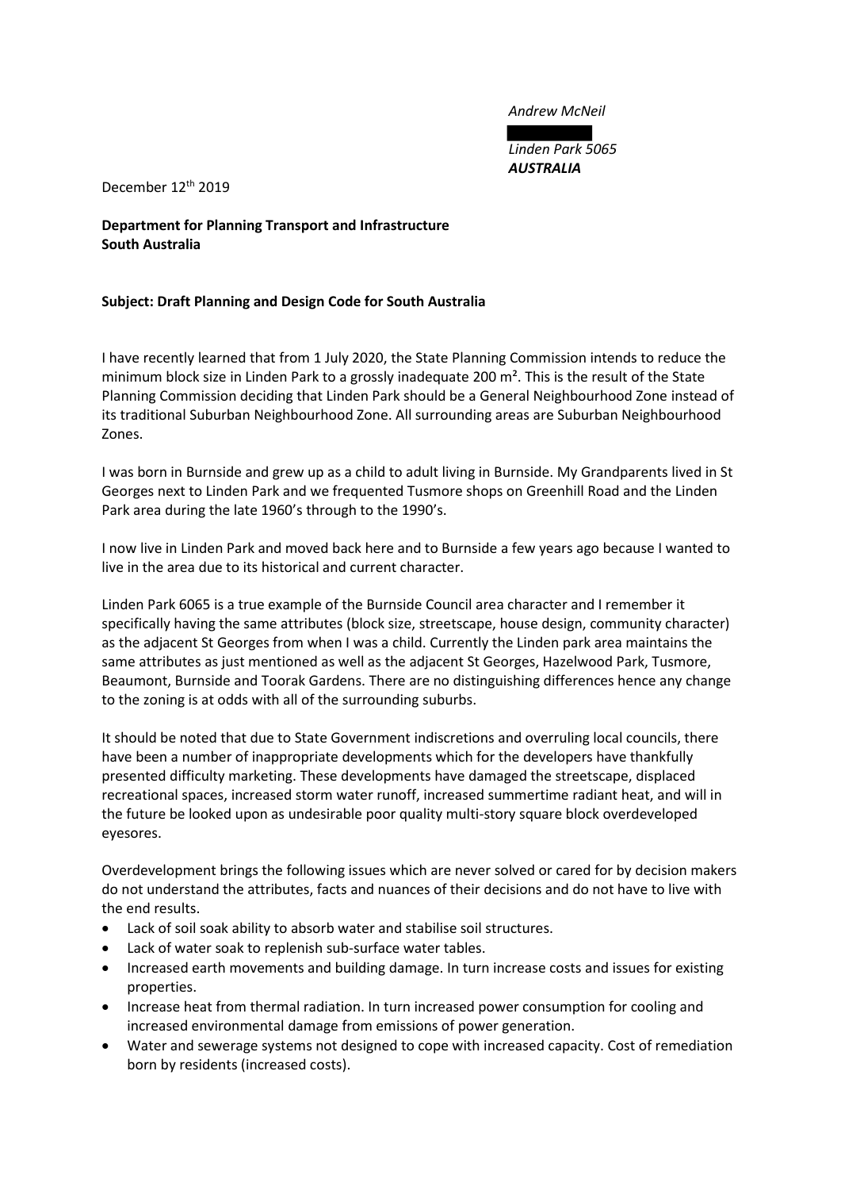*Andrew McNeil*

*Linden Park 5065*
***AUSTRALIA***

December 12th 2019

**Department for Planning Transport and Infrastructure**
**South Australia**

**Subject: Draft Planning and Design Code for South Australia**

I have recently learned that from 1 July 2020, the State Planning Commission intends to reduce the minimum block size in Linden Park to a grossly inadequate 200 m². This is the result of the State Planning Commission deciding that Linden Park should be a General Neighbourhood Zone instead of its traditional Suburban Neighbourhood Zone. All surrounding areas are Suburban Neighbourhood Zones.

I was born in Burnside and grew up as a child to adult living in Burnside. My Grandparents lived in St Georges next to Linden Park and we frequented Tusmore shops on Greenhill Road and the Linden Park area during the late 1960's through to the 1990's.

I now live in Linden Park and moved back here and to Burnside a few years ago because I wanted to live in the area due to its historical and current character.

Linden Park 6065 is a true example of the Burnside Council area character and I remember it specifically having the same attributes (block size, streetscape, house design, community character) as the adjacent St Georges from when I was a child. Currently the Linden park area maintains the same attributes as just mentioned as well as the adjacent St Georges, Hazelwood Park, Tusmore, Beaumont, Burnside and Toorak Gardens. There are no distinguishing differences hence any change to the zoning is at odds with all of the surrounding suburbs.

It should be noted that due to State Government indiscretions and overruling local councils, there have been a number of inappropriate developments which for the developers have thankfully presented difficulty marketing. These developments have damaged the streetscape, displaced recreational spaces, increased storm water runoff, increased summertime radiant heat, and will in the future be looked upon as undesirable poor quality multi-story square block overdeveloped eyesores.

Overdevelopment brings the following issues which are never solved or cared for by decision makers do not understand the attributes, facts and nuances of their decisions and do not have to live with the end results.

- Lack of soil soak ability to absorb water and stabilise soil structures.
- Lack of water soak to replenish sub-surface water tables.
- Increased earth movements and building damage. In turn increase costs and issues for existing properties.
- Increase heat from thermal radiation. In turn increased power consumption for cooling and increased environmental damage from emissions of power generation.
- Water and sewerage systems not designed to cope with increased capacity. Cost of remediation born by residents (increased costs).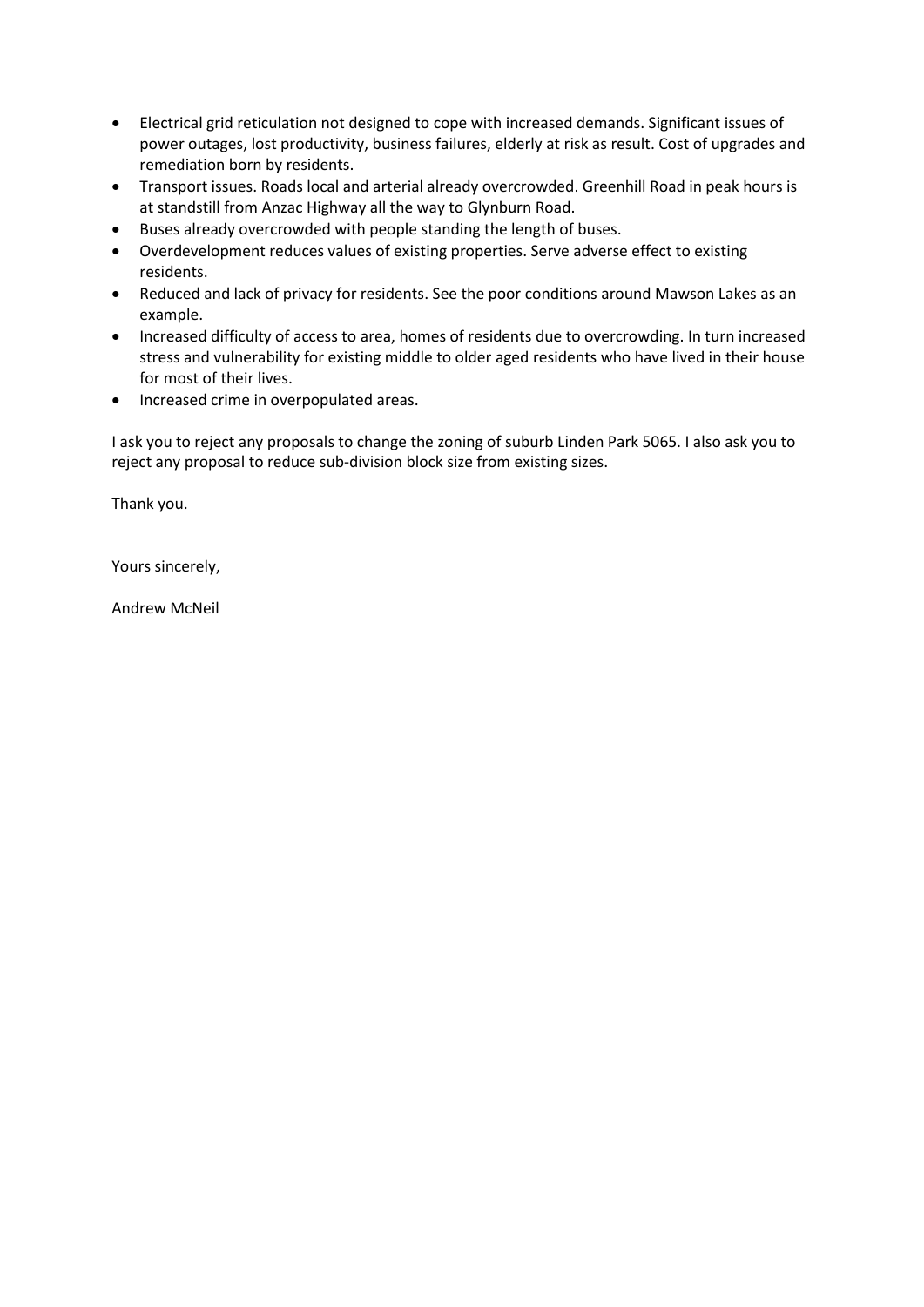- Electrical grid reticulation not designed to cope with increased demands. Significant issues of power outages, lost productivity, business failures, elderly at risk as result. Cost of upgrades and remediation born by residents.
- Transport issues. Roads local and arterial already overcrowded. Greenhill Road in peak hours is at standstill from Anzac Highway all the way to Glynburn Road.
- Buses already overcrowded with people standing the length of buses.
- Overdevelopment reduces values of existing properties. Serve adverse effect to existing residents.
- Reduced and lack of privacy for residents. See the poor conditions around Mawson Lakes as an example.
- Increased difficulty of access to area, homes of residents due to overcrowding. In turn increased stress and vulnerability for existing middle to older aged residents who have lived in their house for most of their lives.
- Increased crime in overpopulated areas.

I ask you to reject any proposals to change the zoning of suburb Linden Park 5065. I also ask you to reject any proposal to reduce sub-division block size from existing sizes.

Thank you.

Yours sincerely,

Andrew McNeil